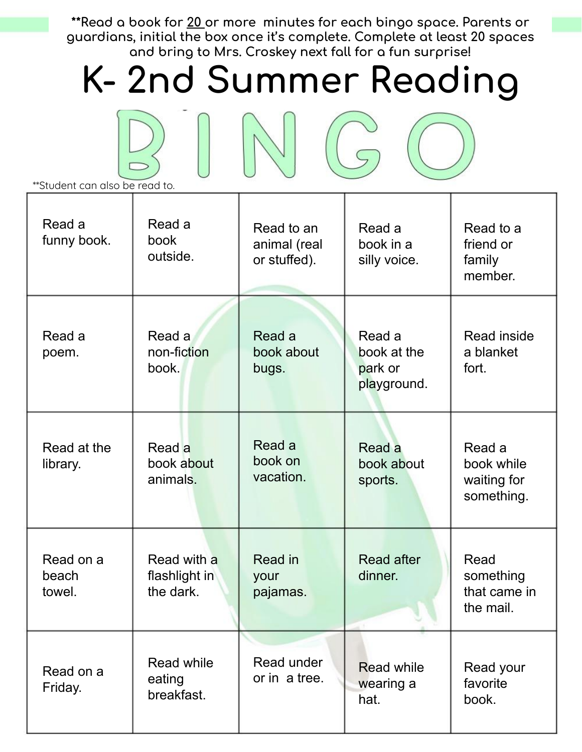**Read a book for 20 or more minutes for each bingo space. Parents or guardians, initial the box once it's complete. Complete at least 20 spaces and bring to Mrs. Croskey next fall for a fun surprise!

# K- 2nd Summer Reading

# BINGO

**Student can also be read to.

| B | I | N | G | O |
|---|---|---|---|---|
| Read a funny book. | Read a book outside. | Read to an animal (real or stuffed). | Read a book in a silly voice. | Read to a friend or family member. |
| Read a poem. | Read a non-fiction book. | Read a book about bugs. | Read a book at the park or playground. | Read inside a blanket fort. |
| Read at the library. | Read a book about animals. | Read a book on vacation. | Read a book about sports. | Read a book while waiting for something. |
| Read on a beach towel. | Read with a flashlight in the dark. | Read in your pajamas. | Read after dinner. | Read something that came in the mail. |
| Read on a Friday. | Read while eating breakfast. | Read under or in a tree. | Read while wearing a hat. | Read your favorite book. |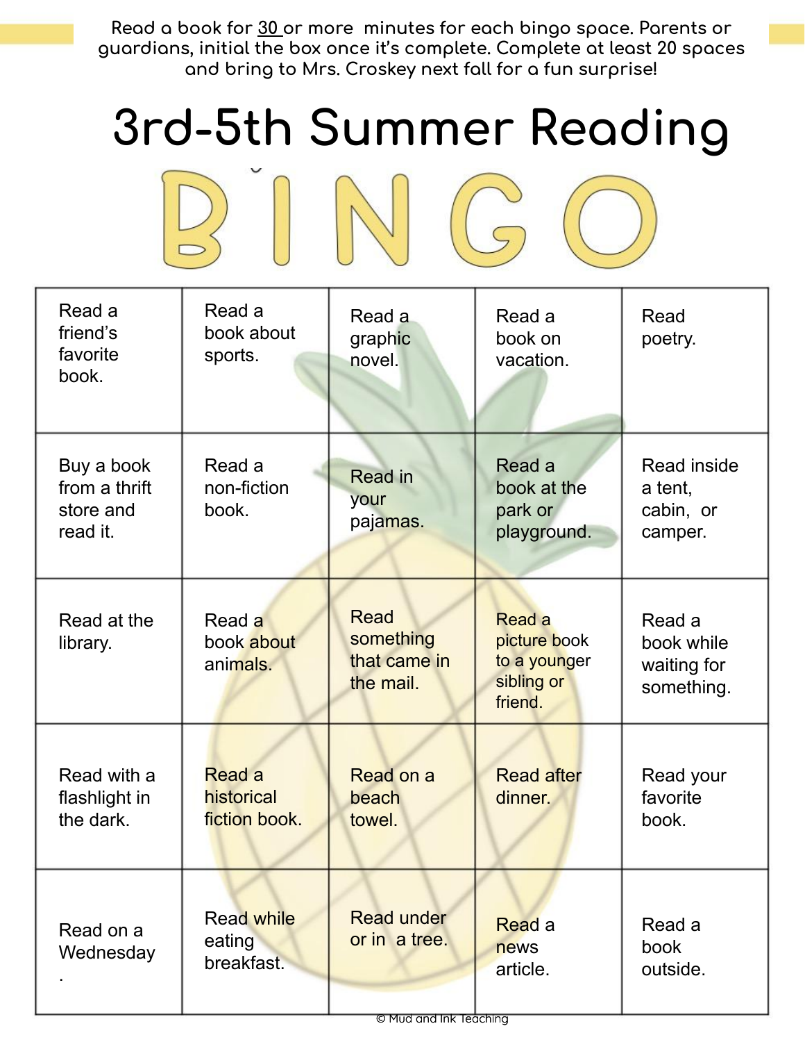Read a book for 30 or more minutes for each bingo space. Parents or guardians, initial the box once it's complete. Complete at least 20 spaces and bring to Mrs. Croskey next fall for a fun surprise!

# 3rd-5th Summer Reading

# BINGO

| B | I | N | G | O |
|---|---|---|---|---|
| Read a friend's favorite book. | Read a book about sports. | Read a graphic novel. | Read a book on vacation. | Read poetry. |
| Buy a book from a thrift store and read it. | Read a non-fiction book. | Read in your pajamas. | Read a book at the park or playground. | Read inside a tent, cabin, or camper. |
| Read at the library. | Read a book about animals. | Read something that came in the mail. | Read a picture book to a younger sibling or friend. | Read a book while waiting for something. |
| Read with a flashlight in the dark. | Read a historical fiction book. | Read on a beach towel. | Read after dinner. | Read your favorite book. |
| Read on a Wednesday. | Read while eating breakfast. | Read under or in a tree. | Read a news article. | Read a book outside. |

© Mud and Ink Teaching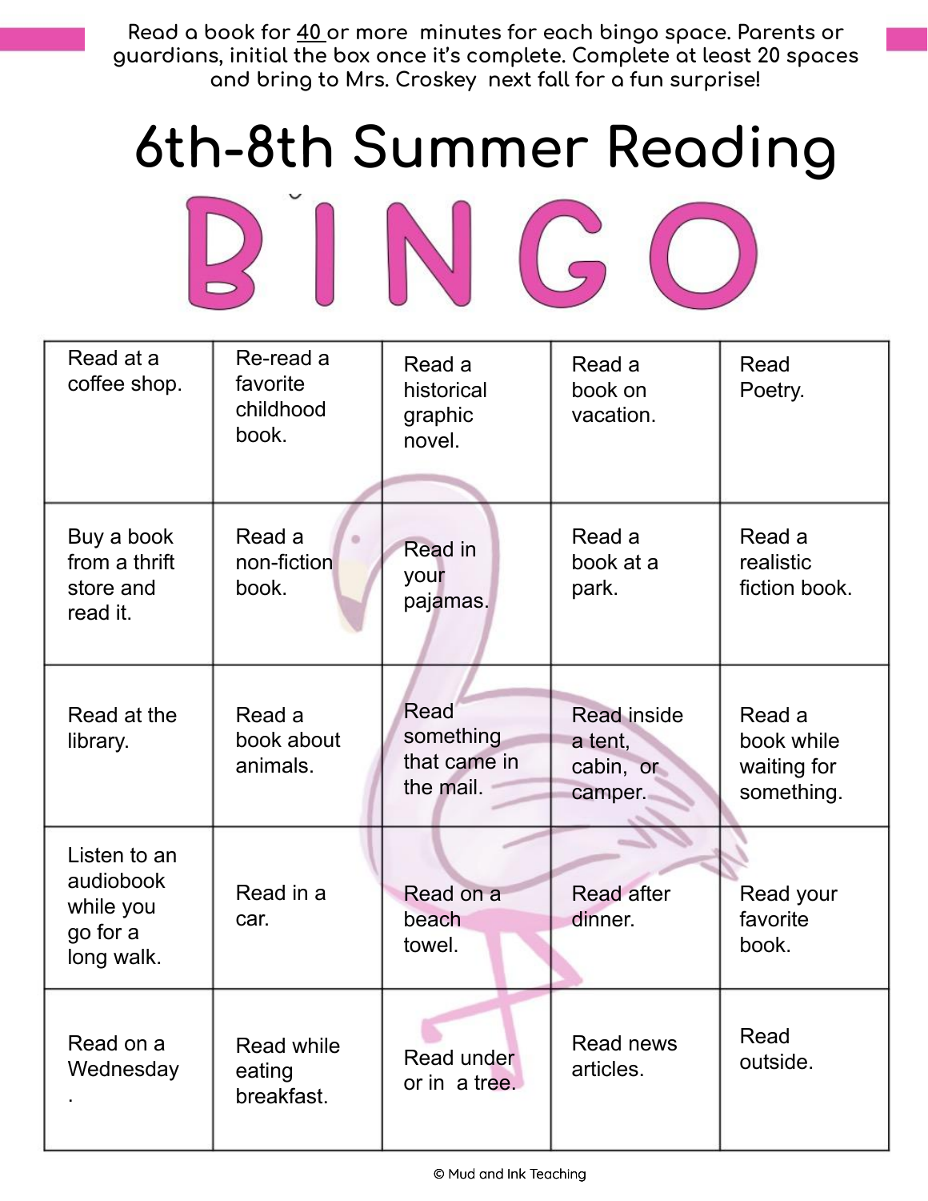Read a book for <u>40</u> or more minutes for each bingo space. Parents or guardians, initial the box once it's complete. Complete at least 20 spaces and bring to Mrs. Croskey next fall for a fun surprise!

# 6th-8th Summer Reading

# BINGO

| | | | | |
|---|---|---|---|---|
| Read at a coffee shop. | Re-read a favorite childhood book. | Read a historical graphic novel. | Read a book on vacation. | Read Poetry. |
| Buy a book from a thrift store and read it. | Read a non-fiction book. | Read in your pajamas. | Read a book at a park. | Read a realistic fiction book. |
| Read at the library. | Read a book about animals. | Read something that came in the mail. | Read inside a tent, cabin, or camper. | Read a book while waiting for something. |
| Listen to an audiobook while you go for a long walk. | Read in a car. | Read on a beach towel. | Read after dinner. | Read your favorite book. |
| Read on a Wednesday . | Read while eating breakfast. | Read under or in a tree. | Read news articles. | Read outside. |

© Mud and Ink Teaching